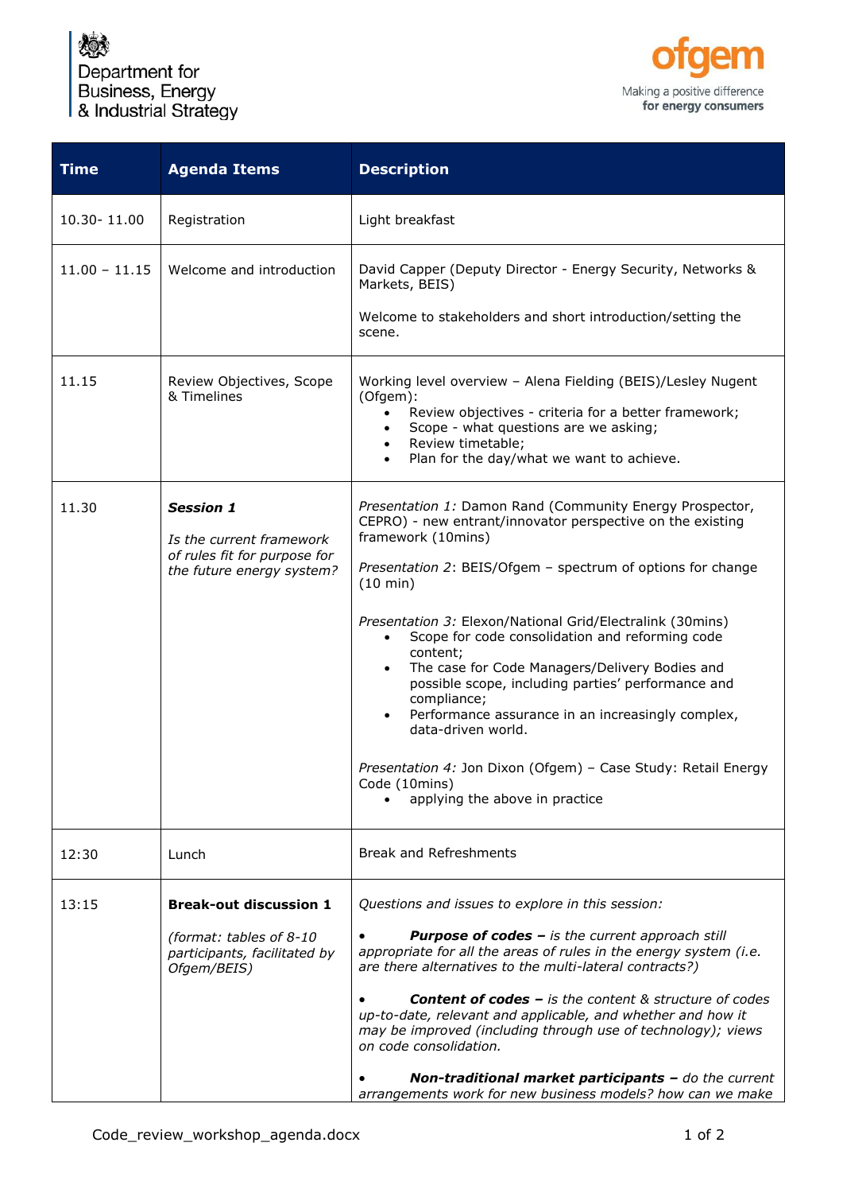Department for Business, Energy & Industrial Strategy

ofgem — Making a positive difference for energy consumers

| Time | Agenda Items | Description |
|---|---|---|
| 10.30- 11.00 | Registration | Light breakfast |
| 11.00 – 11.15 | Welcome and introduction | David Capper (Deputy Director - Energy Security, Networks & Markets, BEIS)<br><br>Welcome to stakeholders and short introduction/setting the scene. |
| 11.15 | Review Objectives, Scope & Timelines | Working level overview – Alena Fielding (BEIS)/Lesley Nugent (Ofgem):<br>• Review objectives - criteria for a better framework;<br>• Scope - what questions are we asking;<br>• Review timetable;<br>• Plan for the day/what we want to achieve. |
| 11.30 | ***Session 1***<br><br>*Is the current framework of rules fit for purpose for the future energy system?* | *Presentation 1:* Damon Rand (Community Energy Prospector, CEPRO) - new entrant/innovator perspective on the existing framework (10mins)<br><br>*Presentation 2*: BEIS/Ofgem – spectrum of options for change (10 min)<br><br>*Presentation 3:* Elexon/National Grid/Electralink (30mins)<br>• Scope for code consolidation and reforming code content;<br>• The case for Code Managers/Delivery Bodies and possible scope, including parties' performance and compliance;<br>• Performance assurance in an increasingly complex, data-driven world.<br><br>*Presentation 4:* Jon Dixon (Ofgem) – Case Study: Retail Energy Code (10mins)<br>• applying the above in practice |
| 12:30 | Lunch | Break and Refreshments |
| 13:15 | **Break-out discussion 1**<br><br>*(format: tables of 8-10 participants, facilitated by Ofgem/BEIS)* | *Questions and issues to explore in this session:*<br><br>• ***Purpose of codes –*** *is the current approach still appropriate for all the areas of rules in the energy system (i.e. are there alternatives to the multi-lateral contracts?)*<br><br>• ***Content of codes –*** *is the content & structure of codes up-to-date, relevant and applicable, and whether and how it may be improved (including through use of technology); views on code consolidation.*<br><br>• ***Non-traditional market participants –*** *do the current arrangements work for new business models? how can we make* |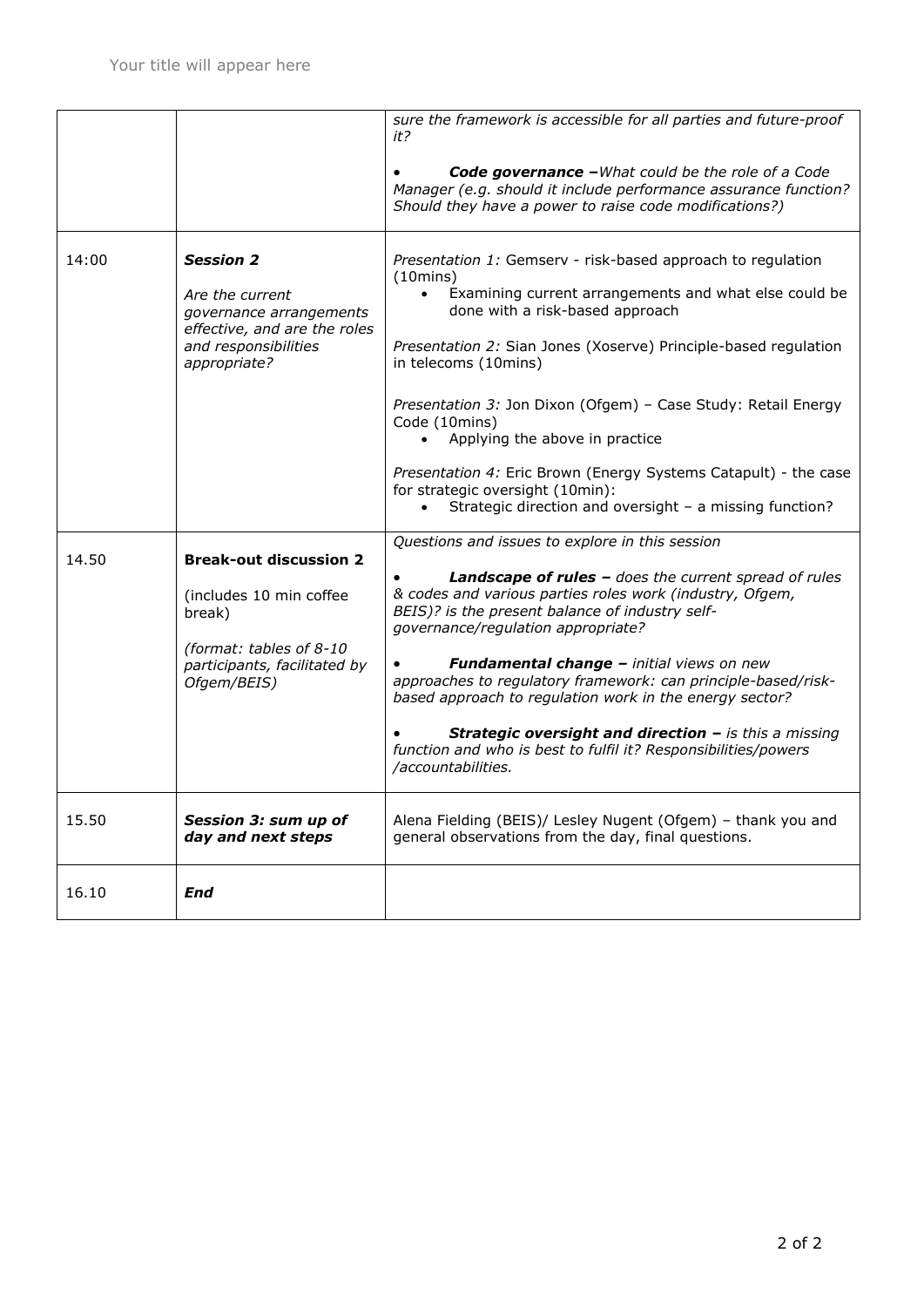| | | |
|---|---|---|
| | | *sure the framework is accessible for all parties and future-proof it?*<br><br>• ***Code governance –****What could be the role of a Code Manager (e.g. should it include performance assurance function? Should they have a power to raise code modifications?)* |
| 14:00 | ***Session 2***<br><br>*Are the current governance arrangements effective, and are the roles and responsibilities appropriate?* | *Presentation 1:* Gemserv - risk-based approach to regulation (10mins)<br>• Examining current arrangements and what else could be done with a risk-based approach<br><br>*Presentation 2:* Sian Jones (Xoserve) Principle-based regulation in telecoms (10mins)<br><br>*Presentation 3:* Jon Dixon (Ofgem) – Case Study: Retail Energy Code (10mins)<br>• Applying the above in practice<br><br>*Presentation 4:* Eric Brown (Energy Systems Catapult) - the case for strategic oversight (10min):<br>• Strategic direction and oversight – a missing function? |
| 14.50 | **Break-out discussion 2**<br><br>(includes 10 min coffee break)<br><br>*(format: tables of 8-10 participants, facilitated by Ofgem/BEIS)* | *Questions and issues to explore in this session*<br><br>• ***Landscape of rules –*** *does the current spread of rules & codes and various parties roles work (industry, Ofgem, BEIS)? is the present balance of industry self-governance/regulation appropriate?*<br><br>• ***Fundamental change –*** *initial views on new approaches to regulatory framework: can principle-based/risk-based approach to regulation work in the energy sector?*<br><br>• ***Strategic oversight and direction –*** *is this a missing function and who is best to fulfil it? Responsibilities/powers /accountabilities.* |
| 15.50 | ***Session 3: sum up of day and next steps*** | Alena Fielding (BEIS)/ Lesley Nugent (Ofgem) – thank you and general observations from the day, final questions. |
| 16.10 | ***End*** | |